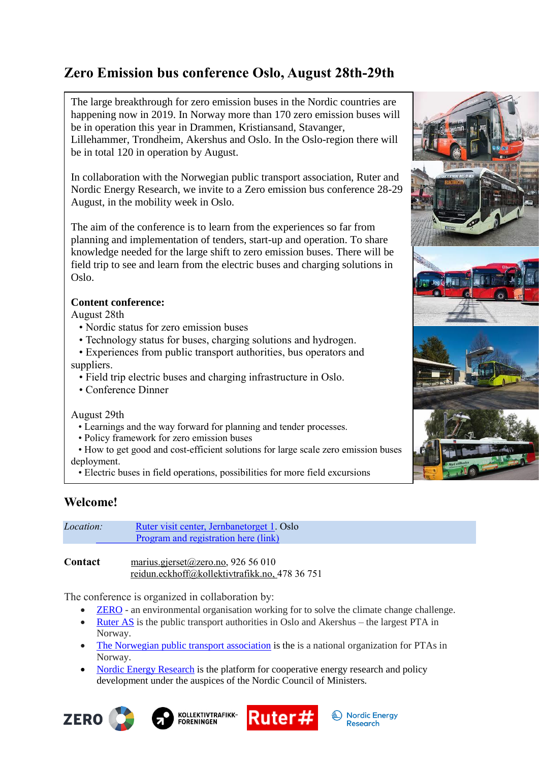# Zero Emission bus conference Oslo, August 28th-29th

The large breakthrough for zero emission buses in the Nordic countries are happening now in 2019. In Norway more than 170 zero emission buses will be in operation this year in Drammen, Kristiansand, Stavanger, Lillehammer, Trondheim, Akershus and Oslo. In the Oslo-region there will be in total 120 in operation by August.

In collaboration with the Norwegian public transport association, Ruter and Nordic Energy Research, we invite to a Zero emission bus conference 28-29 August, in the mobility week in Oslo.

The aim of the conference is to learn from the experiences so far from planning and implementation of tenders, start-up and operation. To share knowledge needed for the large shift to zero emission buses. There will be field trip to see and learn from the electric buses and charging solutions in Oslo.

**Content conference:**

August 28th

- Nordic status for zero emission buses
- Technology status for buses, charging solutions and hydrogen.
- Experiences from public transport authorities, bus operators and suppliers.
- Field trip electric buses and charging infrastructure in Oslo.
- Conference Dinner

August 29th

- Learnings and the way forward for planning and tender processes.
- Policy framework for zero emission buses
- How to get good and cost-efficient solutions for large scale zero emission buses deployment.
- Electric buses in field operations, possibilities for more field excursions

## Welcome!

| *Location:* | Ruter visit center, Jernbanetorget 1. Oslo<br>Program and registration here (link) |
|---|---|

**Contact** marius.gjerset@zero.no, 926 56 010
reidun.eckhoff@kollektivtrafikk.no, 478 36 751

The conference is organized in collaboration by:

- ZERO - an environmental organisation working for to solve the climate change challenge.
- Ruter AS is the public transport authorities in Oslo and Akershus – the largest PTA in Norway.
- The Norwegian public transport association is the is a national organization for PTAs in Norway.
- Nordic Energy Research is the platform for cooperative energy research and policy development under the auspices of the Nordic Council of Ministers.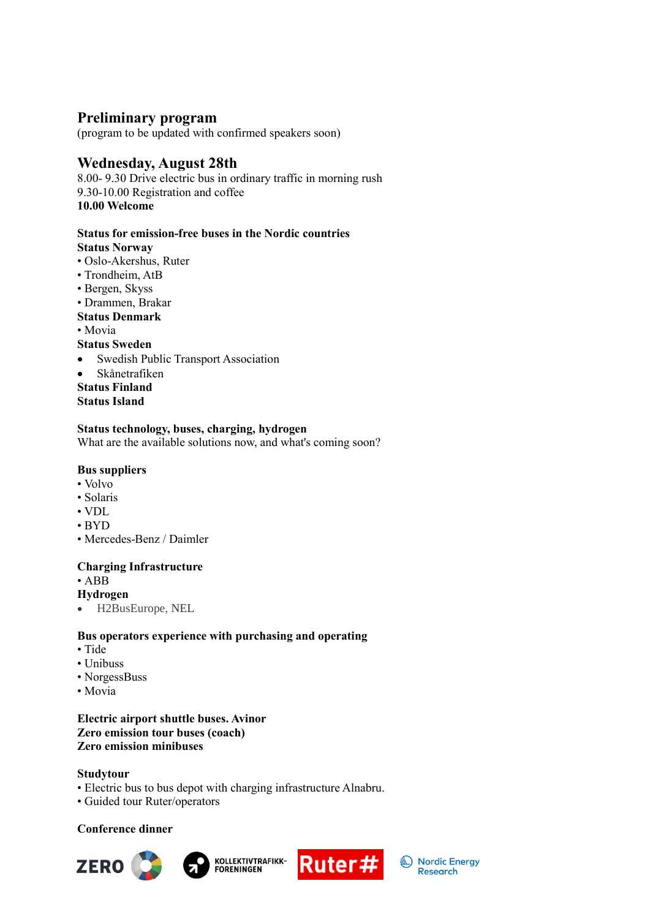## Preliminary program

(program to be updated with confirmed speakers soon)

## Wednesday, August 28th

8.00- 9.30 Drive electric bus in ordinary traffic in morning rush
9.30-10.00 Registration and coffee
**10.00 Welcome**

**Status for emission-free buses in the Nordic countries**
**Status Norway**

- Oslo-Akershus, Ruter
- Trondheim, AtB
- Bergen, Skyss
- Drammen, Brakar

**Status Denmark**

- Movia

**Status Sweden**

- Swedish Public Transport Association
- Skånetrafiken

**Status Finland**
**Status Island**

**Status technology, buses, charging, hydrogen**
What are the available solutions now, and what's coming soon?

**Bus suppliers**

- Volvo
- Solaris
- VDL
- BYD
- Mercedes-Benz / Daimler

**Charging Infrastructure**

- ABB

**Hydrogen**

- H2BusEurope, NEL

**Bus operators experience with purchasing and operating**

- Tide
- Unibuss
- NorgessBuss
- Movia

**Electric airport shuttle buses. Avinor**
**Zero emission tour buses (coach)**
**Zero emission minibuses**

**Studytour**

- Electric bus to bus depot with charging infrastructure Alnabru.
- Guided tour Ruter/operators

**Conference dinner**

ZERO KOLLEKTIVTRAFIKK-FORENINGEN Ruter# Nordic Energy Research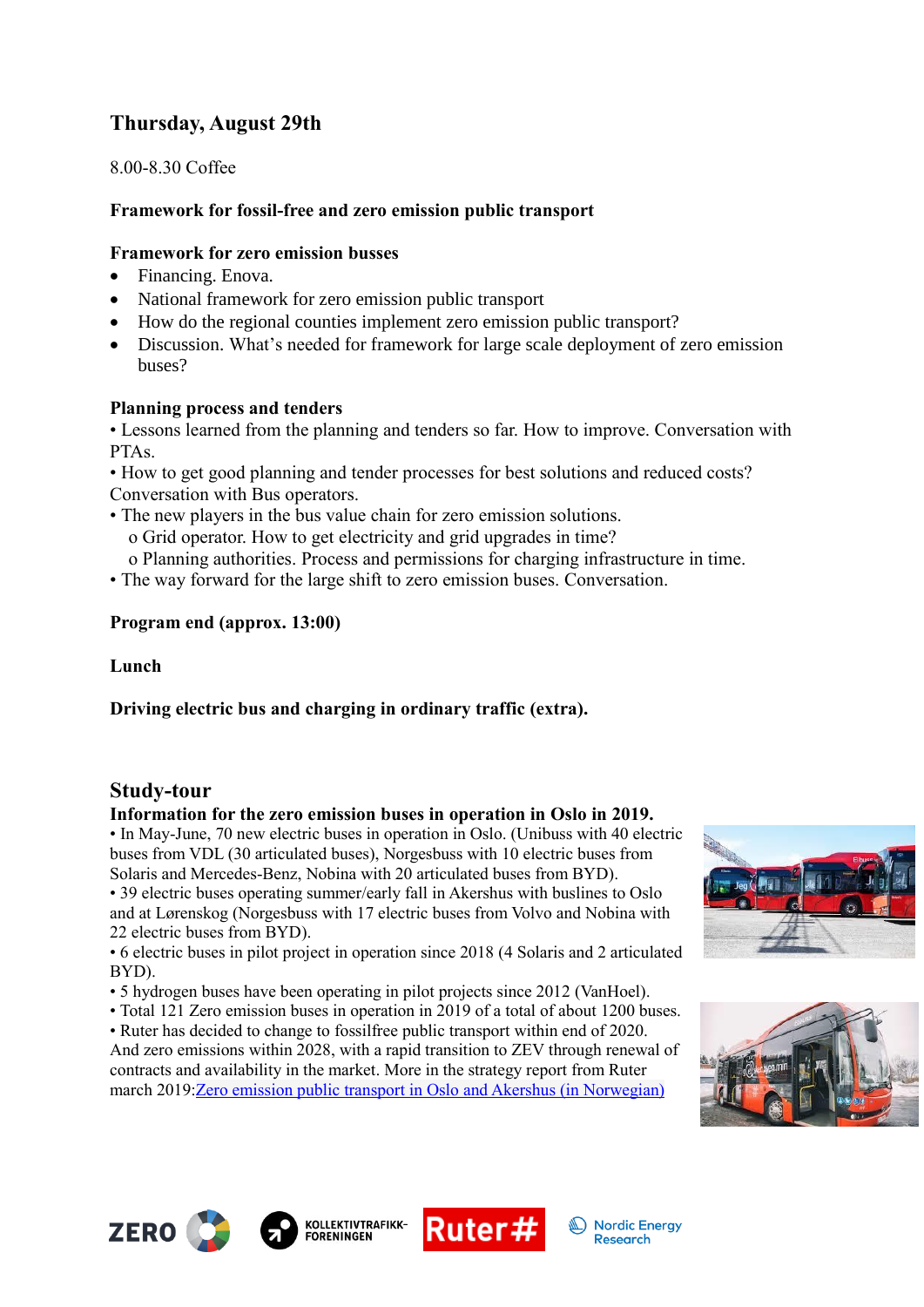## Thursday, August 29th

8.00-8.30 Coffee

**Framework for fossil-free and zero emission public transport**

**Framework for zero emission busses**

- Financing. Enova.
- National framework for zero emission public transport
- How do the regional counties implement zero emission public transport?
- Discussion. What's needed for framework for large scale deployment of zero emission buses?

**Planning process and tenders**

• Lessons learned from the planning and tenders so far. How to improve. Conversation with PTAs.
• How to get good planning and tender processes for best solutions and reduced costs? Conversation with Bus operators.
• The new players in the bus value chain for zero emission solutions.
  o Grid operator. How to get electricity and grid upgrades in time?
  o Planning authorities. Process and permissions for charging infrastructure in time.
• The way forward for the large shift to zero emission buses. Conversation.

**Program end (approx. 13:00)**

**Lunch**

**Driving electric bus and charging in ordinary traffic (extra).**

## Study-tour

**Information for the zero emission buses in operation in Oslo in 2019.**

• In May-June, 70 new electric buses in operation in Oslo. (Unibuss with 40 electric buses from VDL (30 articulated buses), Norgesbuss with 10 electric buses from Solaris and Mercedes-Benz, Nobina with 20 articulated buses from BYD).
• 39 electric buses operating summer/early fall in Akershus with buslines to Oslo and at Lørenskog (Norgesbuss with 17 electric buses from Volvo and Nobina with 22 electric buses from BYD).
• 6 electric buses in pilot project in operation since 2018 (4 Solaris and 2 articulated BYD).
• 5 hydrogen buses have been operating in pilot projects since 2012 (VanHoel).
• Total 121 Zero emission buses in operation in 2019 of a total of about 1200 buses.
• Ruter has decided to change to fossilfree public transport within end of 2020. And zero emissions within 2028, with a rapid transition to ZEV through renewal of contracts and availability in the market. More in the strategy report from Ruter march 2019:Zero emission public transport in Oslo and Akershus (in Norwegian)